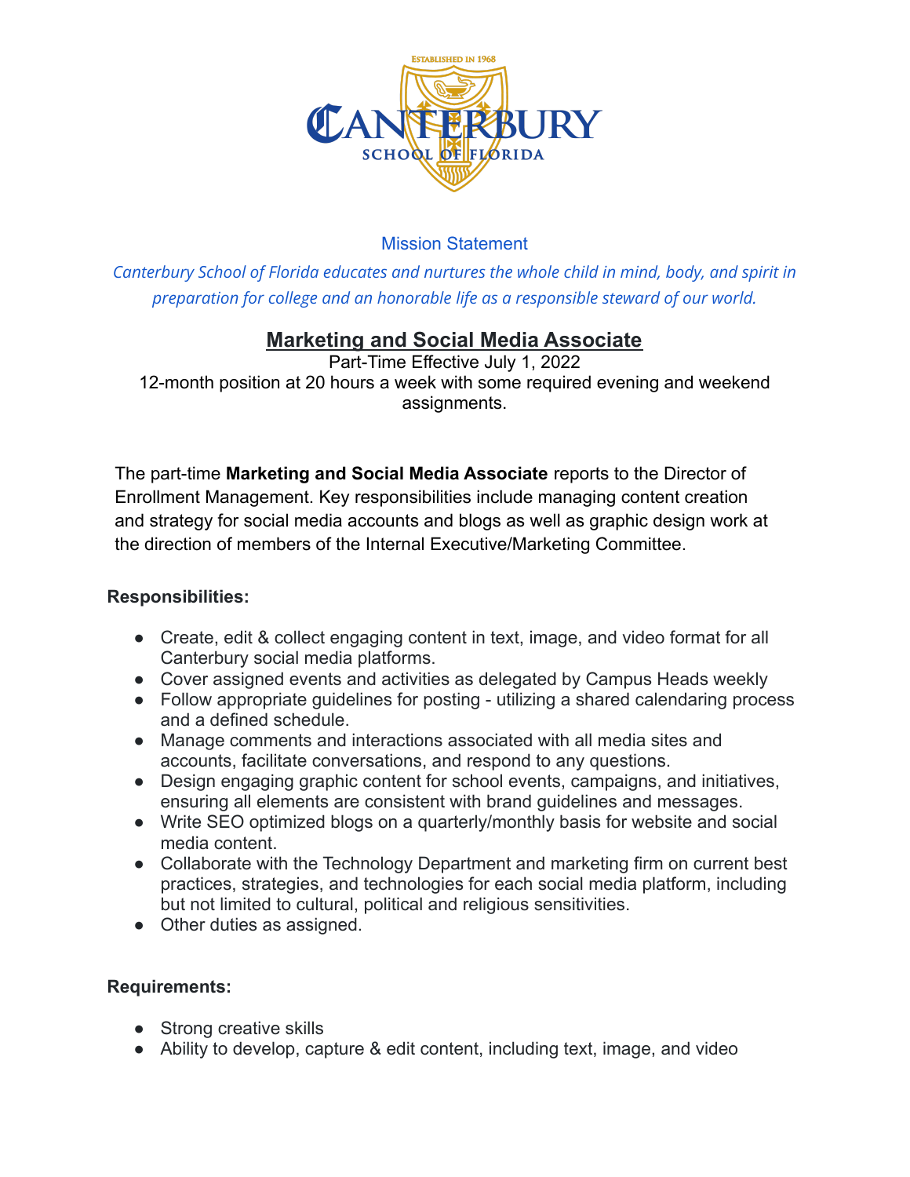ESTABLISHED IN 1968

**CANTERBURY**

SCHOOL OF FLORIDA

Mission Statement

*Canterbury School of Florida educates and nurtures the whole child in mind, body, and spirit in preparation for college and an honorable life as a responsible steward of our world.*

## Marketing and Social Media Associate

Part-Time Effective July 1, 2022

12-month position at 20 hours a week with some required evening and weekend assignments.

The part-time **Marketing and Social Media Associate** reports to the Director of Enrollment Management. Key responsibilities include managing content creation and strategy for social media accounts and blogs as well as graphic design work at the direction of members of the Internal Executive/Marketing Committee.

**Responsibilities:**

- Create, edit & collect engaging content in text, image, and video format for all Canterbury social media platforms.
- Cover assigned events and activities as delegated by Campus Heads weekly
- Follow appropriate guidelines for posting - utilizing a shared calendaring process and a defined schedule.
- Manage comments and interactions associated with all media sites and accounts, facilitate conversations, and respond to any questions.
- Design engaging graphic content for school events, campaigns, and initiatives, ensuring all elements are consistent with brand guidelines and messages.
- Write SEO optimized blogs on a quarterly/monthly basis for website and social media content.
- Collaborate with the Technology Department and marketing firm on current best practices, strategies, and technologies for each social media platform, including but not limited to cultural, political and religious sensitivities.
- Other duties as assigned.

**Requirements:**

- Strong creative skills
- Ability to develop, capture & edit content, including text, image, and video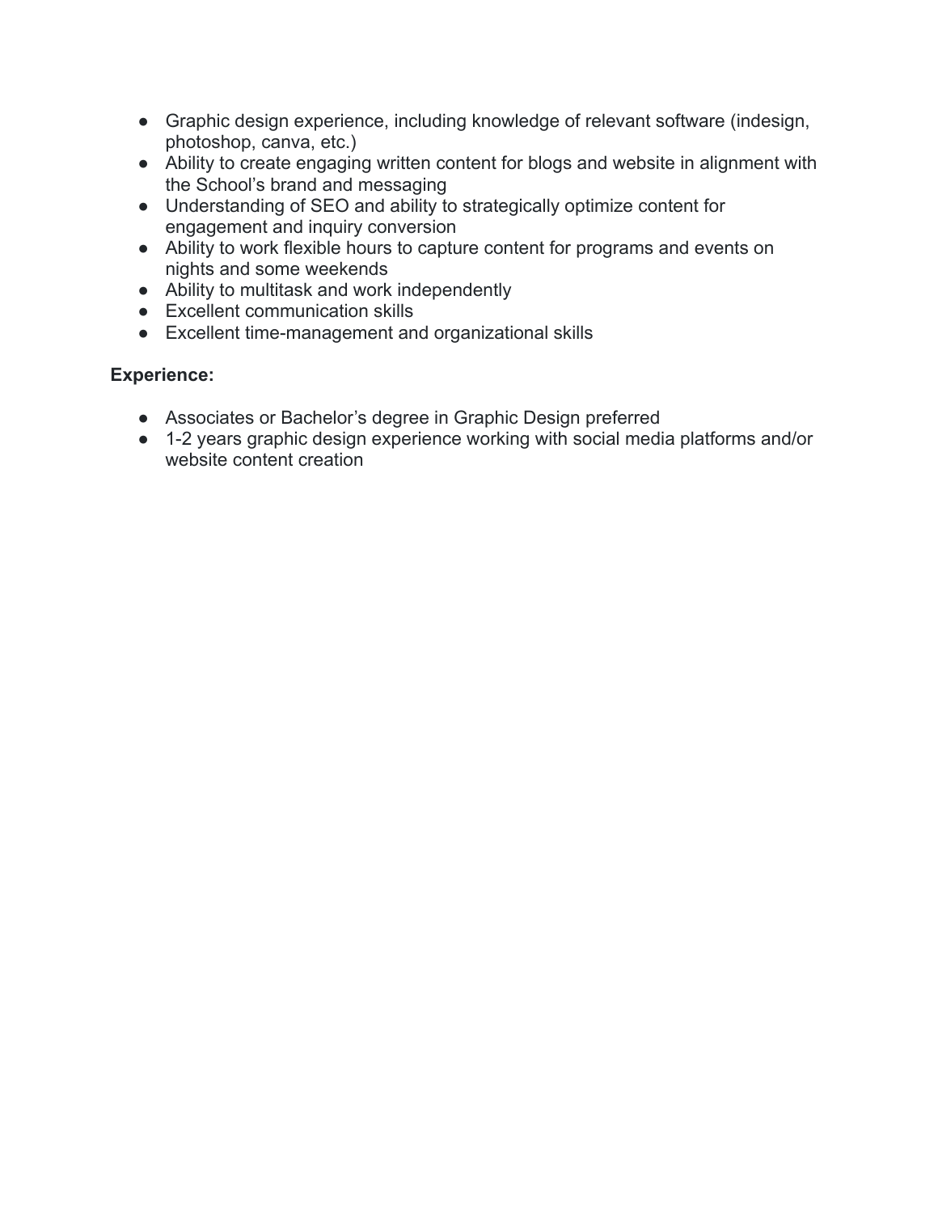- Graphic design experience, including knowledge of relevant software (indesign, photoshop, canva, etc.)
- Ability to create engaging written content for blogs and website in alignment with the School's brand and messaging
- Understanding of SEO and ability to strategically optimize content for engagement and inquiry conversion
- Ability to work flexible hours to capture content for programs and events on nights and some weekends
- Ability to multitask and work independently
- Excellent communication skills
- Excellent time-management and organizational skills

**Experience:**

- Associates or Bachelor's degree in Graphic Design preferred
- 1-2 years graphic design experience working with social media platforms and/or website content creation